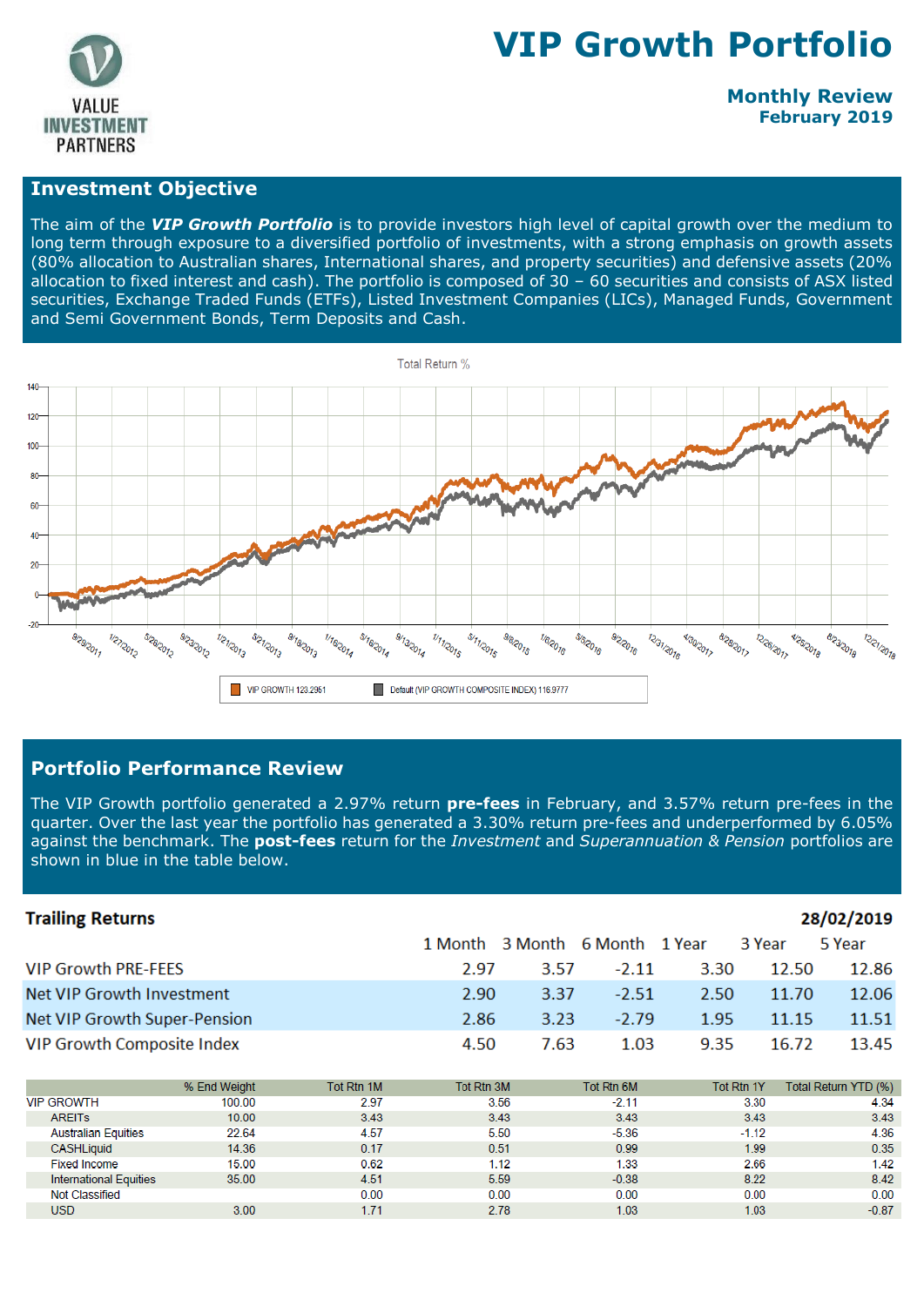# VIP Growth Portfolio

**Monthly Review**
**February 2019**

VALUE INVESTMENT PARTNERS

## Investment Objective

The aim of the ***VIP Growth Portfolio*** is to provide investors high level of capital growth over the medium to long term through exposure to a diversified portfolio of investments, with a strong emphasis on growth assets (80% allocation to Australian shares, International shares, and property securities) and defensive assets (20% allocation to fixed interest and cash). The portfolio is composed of 30 – 60 securities and consists of ASX listed securities, Exchange Traded Funds (ETFs), Listed Investment Companies (LICs), Managed Funds, Government and Semi Government Bonds, Term Deposits and Cash.

Total Return %

VIP GROWTH 123.2961 | Default (VIP GROWTH COMPOSITE INDEX) 116.9777

## Portfolio Performance Review

The VIP Growth portfolio generated a 2.97% return **pre-fees** in February, and 3.57% return pre-fees in the quarter. Over the last year the portfolio has generated a 3.30% return pre-fees and underperformed by 6.05% against the benchmark. The **post-fees** return for the *Investment* and *Superannuation & Pension* portfolios are shown in blue in the table below.

**Trailing Returns** — **28/02/2019**

| | 1 Month | 3 Month | 6 Month | 1 Year | 3 Year | 5 Year |
|---|---|---|---|---|---|---|
| VIP Growth PRE-FEES | 2.97 | 3.57 | -2.11 | 3.30 | 12.50 | 12.86 |
| Net VIP Growth Investment | 2.90 | 3.37 | -2.51 | 2.50 | 11.70 | 12.06 |
| Net VIP Growth Super-Pension | 2.86 | 3.23 | -2.79 | 1.95 | 11.15 | 11.51 |
| VIP Growth Composite Index | 4.50 | 7.63 | 1.03 | 9.35 | 16.72 | 13.45 |

| | % End Weight | Tot Rtn 1M | Tot Rtn 3M | Tot Rtn 6M | Tot Rtn 1Y | Total Return YTD (%) |
|---|---|---|---|---|---|---|
| VIP GROWTH | 100.00 | 2.97 | 3.56 | -2.11 | 3.30 | 4.34 |
| AREITs | 10.00 | 3.43 | 3.43 | 3.43 | 3.43 | 3.43 |
| Australian Equities | 22.64 | 4.57 | 5.50 | -5.36 | -1.12 | 4.36 |
| CASHLiquid | 14.36 | 0.17 | 0.51 | 0.99 | 1.99 | 0.35 |
| Fixed Income | 15.00 | 0.62 | 1.12 | 1.33 | 2.66 | 1.42 |
| International Equities | 35.00 | 4.51 | 5.59 | -0.38 | 8.22 | 8.42 |
| Not Classified | | 0.00 | 0.00 | 0.00 | 0.00 | 0.00 |
| USD | 3.00 | 1.71 | 2.78 | 1.03 | 1.03 | -0.87 |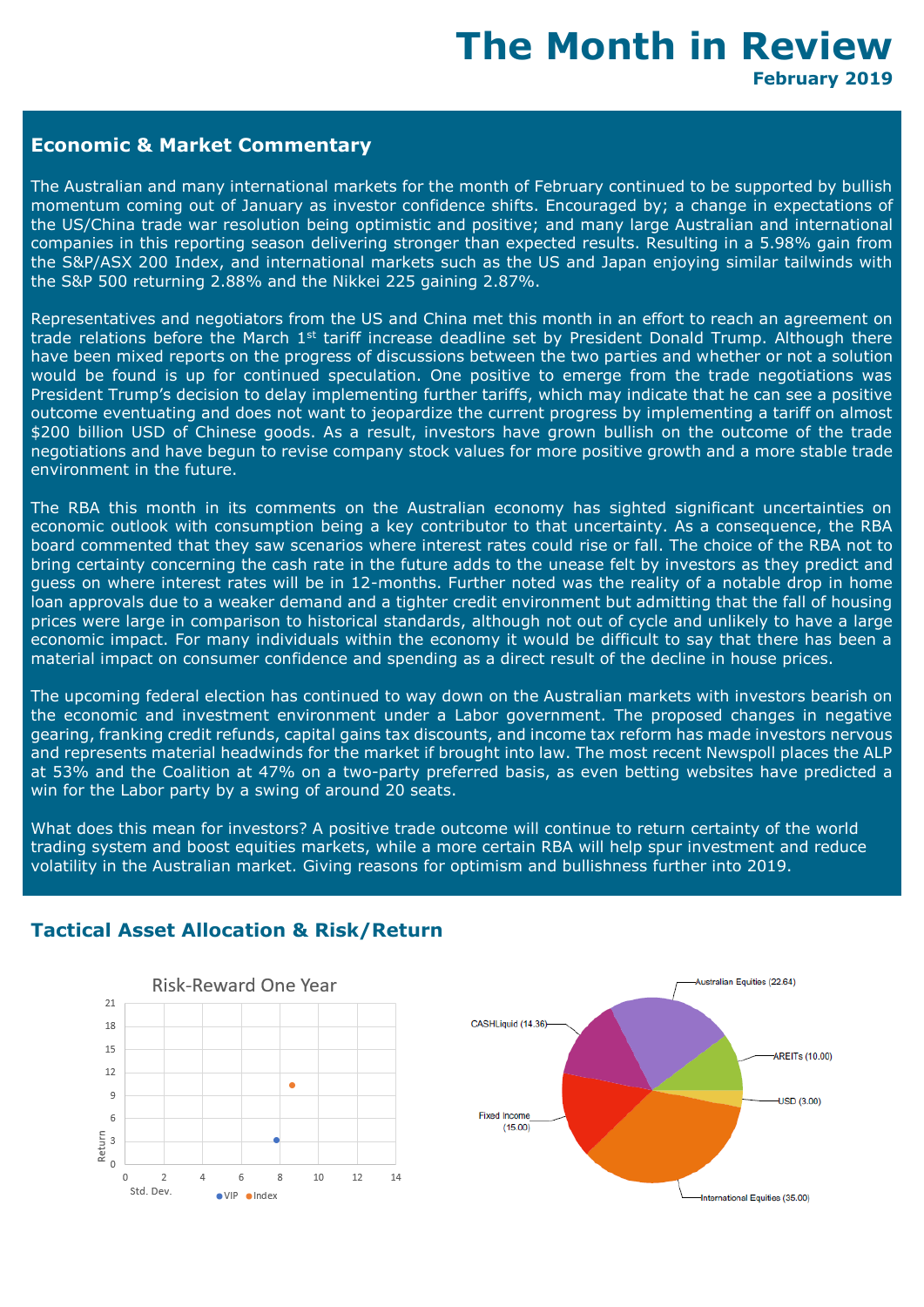# The Month in Review

**February 2019**

## Economic & Market Commentary

The Australian and many international markets for the month of February continued to be supported by bullish momentum coming out of January as investor confidence shifts. Encouraged by; a change in expectations of the US/China trade war resolution being optimistic and positive; and many large Australian and international companies in this reporting season delivering stronger than expected results. Resulting in a 5.98% gain from the S&P/ASX 200 Index, and international markets such as the US and Japan enjoying similar tailwinds with the S&P 500 returning 2.88% and the Nikkei 225 gaining 2.87%.

Representatives and negotiators from the US and China met this month in an effort to reach an agreement on trade relations before the March 1st tariff increase deadline set by President Donald Trump. Although there have been mixed reports on the progress of discussions between the two parties and whether or not a solution would be found is up for continued speculation. One positive to emerge from the trade negotiations was President Trump's decision to delay implementing further tariffs, which may indicate that he can see a positive outcome eventuating and does not want to jeopardize the current progress by implementing a tariff on almost $200 billion USD of Chinese goods. As a result, investors have grown bullish on the outcome of the trade negotiations and have begun to revise company stock values for more positive growth and a more stable trade environment in the future.

The RBA this month in its comments on the Australian economy has sighted significant uncertainties on economic outlook with consumption being a key contributor to that uncertainty. As a consequence, the RBA board commented that they saw scenarios where interest rates could rise or fall. The choice of the RBA not to bring certainty concerning the cash rate in the future adds to the unease felt by investors as they predict and guess on where interest rates will be in 12-months. Further noted was the reality of a notable drop in home loan approvals due to a weaker demand and a tighter credit environment but admitting that the fall of housing prices were large in comparison to historical standards, although not out of cycle and unlikely to have a large economic impact. For many individuals within the economy it would be difficult to say that there has been a material impact on consumer confidence and spending as a direct result of the decline in house prices.

The upcoming federal election has continued to way down on the Australian markets with investors bearish on the economic and investment environment under a Labor government. The proposed changes in negative gearing, franking credit refunds, capital gains tax discounts, and income tax reform has made investors nervous and represents material headwinds for the market if brought into law. The most recent Newspoll places the ALP at 53% and the Coalition at 47% on a two-party preferred basis, as even betting websites have predicted a win for the Labor party by a swing of around 20 seats.

What does this mean for investors? A positive trade outcome will continue to return certainty of the world trading system and boost equities markets, while a more certain RBA will help spur investment and reduce volatility in the Australian market. Giving reasons for optimism and bullishness further into 2019.

## Tactical Asset Allocation & Risk/Return

**Risk-Reward One Year**

| Series | Std. Dev. | Return |
|---|---|---|
| VIP | ~7.8 | ~3.2 |
| Index | ~8.6 | ~10.3 |

| Asset Class | Allocation |
|---|---|
| Australian Equities | 22.64 |
| AREITs | 10.00 |
| USD | 3.00 |
| International Equities | 35.00 |
| Fixed Income | 15.00 |
| CASHLiquid | 14.36 |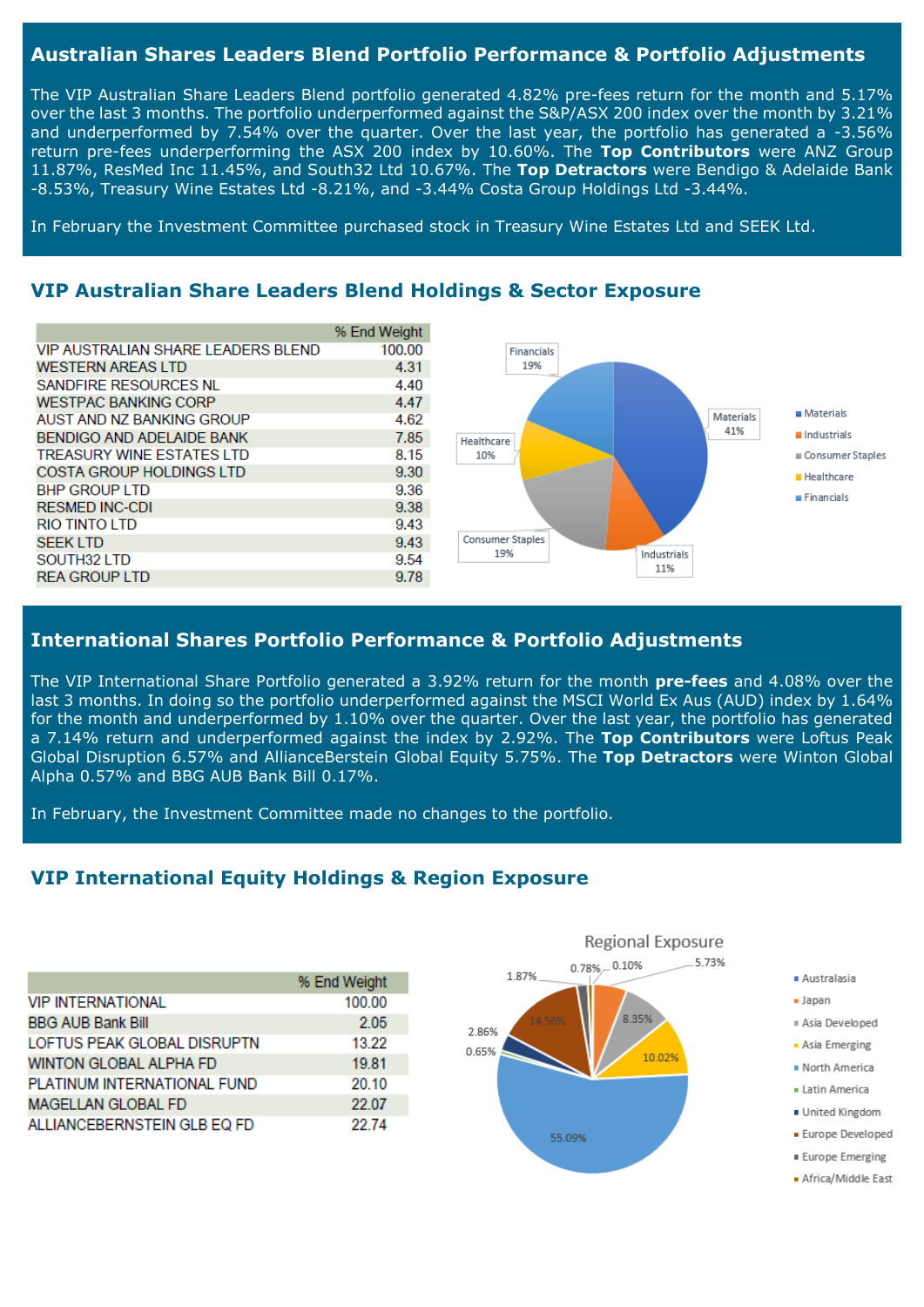## Australian Shares Leaders Blend Portfolio Performance & Portfolio Adjustments

The VIP Australian Share Leaders Blend portfolio generated 4.82% pre-fees return for the month and 5.17% over the last 3 months. The portfolio underperformed against the S&P/ASX 200 index over the month by 3.21% and underperformed by 7.54% over the quarter. Over the last year, the portfolio has generated a -3.56% return pre-fees underperforming the ASX 200 index by 10.60%. The **Top Contributors** were ANZ Group 11.87%, ResMed Inc 11.45%, and South32 Ltd 10.67%. The **Top Detractors** were Bendigo & Adelaide Bank -8.53%, Treasury Wine Estates Ltd -8.21%, and -3.44% Costa Group Holdings Ltd -3.44%.

In February the Investment Committee purchased stock in Treasury Wine Estates Ltd and SEEK Ltd.

## VIP Australian Share Leaders Blend Holdings & Sector Exposure

| | % End Weight |
|---|---|
| VIP AUSTRALIAN SHARE LEADERS BLEND | 100.00 |
| WESTERN AREAS LTD | 4.31 |
| SANDFIRE RESOURCES NL | 4.40 |
| WESTPAC BANKING CORP | 4.47 |
| AUST AND NZ BANKING GROUP | 4.62 |
| BENDIGO AND ADELAIDE BANK | 7.85 |
| TREASURY WINE ESTATES LTD | 8.15 |
| COSTA GROUP HOLDINGS LTD | 9.30 |
| BHP GROUP LTD | 9.36 |
| RESMED INC-CDI | 9.38 |
| RIO TINTO LTD | 9.43 |
| SEEK LTD | 9.43 |
| SOUTH32 LTD | 9.54 |
| REA GROUP LTD | 9.78 |

| Sector | Exposure |
|---|---|
| Materials | 41% |
| Industrials | 11% |
| Consumer Staples | 19% |
| Healthcare | 10% |
| Financials | 19% |

## International Shares Portfolio Performance & Portfolio Adjustments

The VIP International Share Portfolio generated a 3.92% return for the month **pre-fees** and 4.08% over the last 3 months. In doing so the portfolio underperformed against the MSCI World Ex Aus (AUD) index by 1.64% for the month and underperformed by 1.10% over the quarter. Over the last year, the portfolio has generated a 7.14% return and underperformed against the index by 2.92%. The **Top Contributors** were Loftus Peak Global Disruption 6.57% and AllianceBerstein Global Equity 5.75%. The **Top Detractors** were Winton Global Alpha 0.57% and BBG AUB Bank Bill 0.17%.

In February, the Investment Committee made no changes to the portfolio.

## VIP International Equity Holdings & Region Exposure

| | % End Weight |
|---|---|
| VIP INTERNATIONAL | 100.00 |
| BBG AUB Bank Bill | 2.05 |
| LOFTUS PEAK GLOBAL DISRUPTN | 13.22 |
| WINTON GLOBAL ALPHA FD | 19.81 |
| PLATINUM INTERNATIONAL FUND | 20.10 |
| MAGELLAN GLOBAL FD | 22.07 |
| ALLIANCEBERNSTEIN GLB EQ FD | 22.74 |

Regional Exposure

| Region | Exposure |
|---|---|
| Australasia | 0.10% |
| Japan | 5.73% |
| Asia Developed | 8.35% |
| Asia Emerging | 10.02% |
| North America | 55.09% |
| Latin America | 0.65% |
| United Kingdom | 2.86% |
| Europe Developed | 14.56% |
| Europe Emerging | 1.87% |
| Africa/Middle East | 0.78% |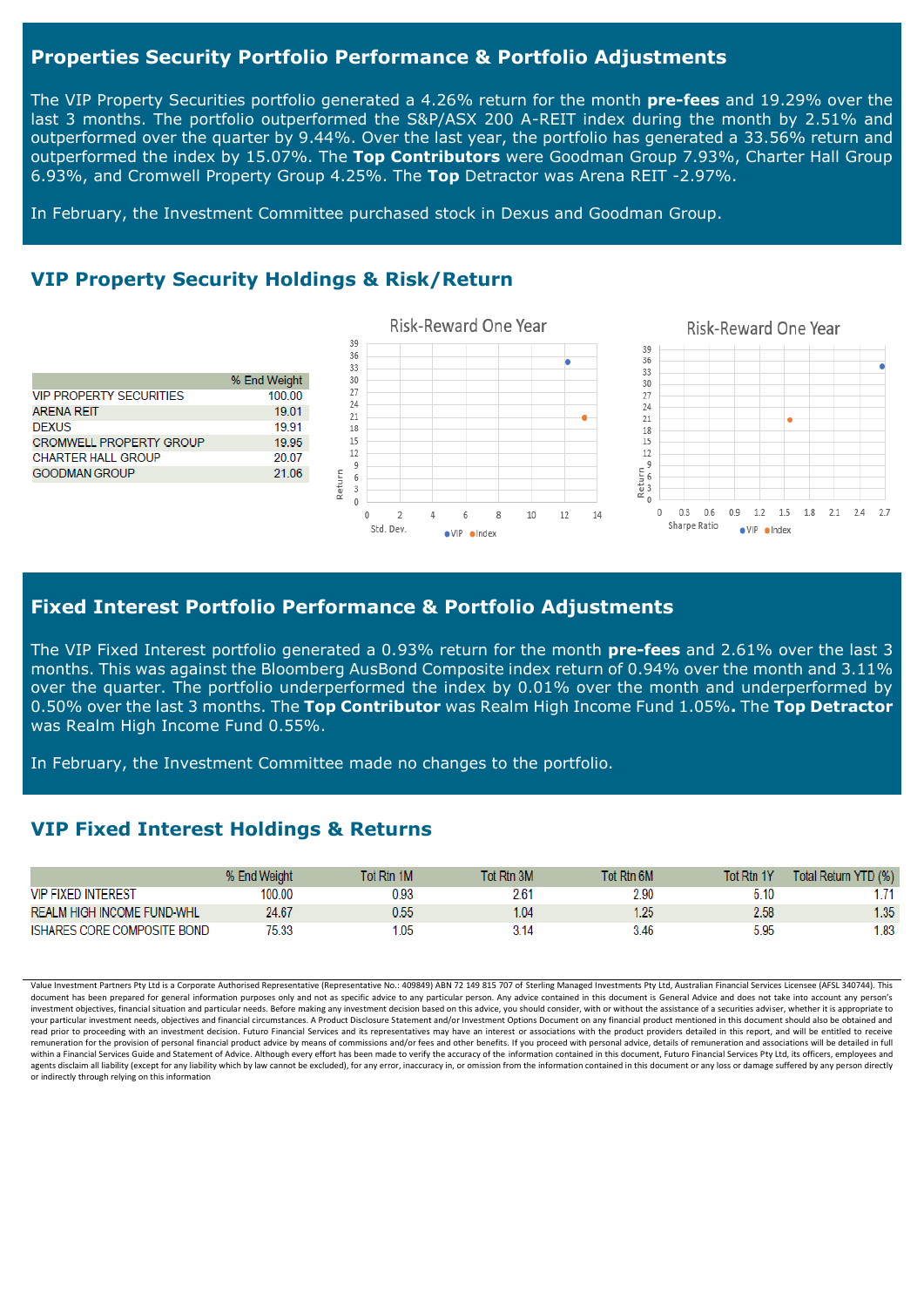## Properties Security Portfolio Performance & Portfolio Adjustments

The VIP Property Securities portfolio generated a 4.26% return for the month **pre-fees** and 19.29% over the last 3 months. The portfolio outperformed the S&P/ASX 200 A-REIT index during the month by 2.51% and outperformed over the quarter by 9.44%. Over the last year, the portfolio has generated a 33.56% return and outperformed the index by 15.07%. The **Top Contributors** were Goodman Group 7.93%, Charter Hall Group 6.93%, and Cromwell Property Group 4.25%. The **Top** Detractor was Arena REIT -2.97%.

In February, the Investment Committee purchased stock in Dexus and Goodman Group.

## VIP Property Security Holdings & Risk/Return

| | % End Weight |
|---|---|
| VIP PROPERTY SECURITIES | 100.00 |
| ARENA REIT | 19.01 |
| DEXUS | 19.91 |
| CROMWELL PROPERTY GROUP | 19.95 |
| CHARTER HALL GROUP | 20.07 |
| GOODMAN GROUP | 21.06 |

Risk-Reward One Year

Return

0 3 6 9 12 15 18 21 24 27 30 33 36 39

0 2 4 6 8 10 12 14

Std. Dev.

VIP Index

Risk-Reward One Year

Return

0 3 6 9 12 15 18 21 24 27 30 33 36 39

0 0.3 0.6 0.9 1.2 1.5 1.8 2.1 2.4 2.7

Sharpe Ratio

VIP Index

## Fixed Interest Portfolio Performance & Portfolio Adjustments

The VIP Fixed Interest portfolio generated a 0.93% return for the month **pre-fees** and 2.61% over the last 3 months. This was against the Bloomberg AusBond Composite index return of 0.94% over the month and 3.11% over the quarter. The portfolio underperformed the index by 0.01% over the month and underperformed by 0.50% over the last 3 months. The **Top Contributor** was Realm High Income Fund 1.05%**.** The **Top Detractor** was Realm High Income Fund 0.55%.

In February, the Investment Committee made no changes to the portfolio.

## VIP Fixed Interest Holdings & Returns

| | % End Weight | Tot Rtn 1M | Tot Rtn 3M | Tot Rtn 6M | Tot Rtn 1Y | Total Return YTD (%) |
|---|---|---|---|---|---|---|
| VIP FIXED INTEREST | 100.00 | 0.93 | 2.61 | 2.90 | 5.10 | 1.71 |
| REALM HIGH INCOME FUND-WHL | 24.67 | 0.55 | 1.04 | 1.25 | 2.58 | 1.35 |
| ISHARES CORE COMPOSITE BOND | 75.33 | 1.05 | 3.14 | 3.46 | 5.95 | 1.83 |

Value Investment Partners Pty Ltd is a Corporate Authorised Representative (Representative No.: 409849) ABN 72 149 815 707 of Sterling Managed Investments Pty Ltd, Australian Financial Services Licensee (AFSL 340744). This document has been prepared for general information purposes only and not as specific advice to any particular person. Any advice contained in this document is General Advice and does not take into account any person's investment objectives, financial situation and particular needs. Before making any investment decision based on this advice, you should consider, with or without the assistance of a securities adviser, whether it is appropriate to your particular investment needs, objectives and financial circumstances. A Product Disclosure Statement and/or Investment Options Document on any financial product mentioned in this document should also be obtained and read prior to proceeding with an investment decision. Futuro Financial Services and its representatives may have an interest or associations with the product providers detailed in this report, and will be entitled to receive remuneration for the provision of personal financial product advice by means of commissions and/or fees and other benefits. If you proceed with personal advice, details of remuneration and associations will be detailed in full within a Financial Services Guide and Statement of Advice. Although every effort has been made to verify the accuracy of the information contained in this document, Futuro Financial Services Pty Ltd, its officers, employees and agents disclaim all liability (except for any liability which by law cannot be excluded), for any error, inaccuracy in, or omission from the information contained in this document or any loss or damage suffered by any person directly or indirectly through relying on this information